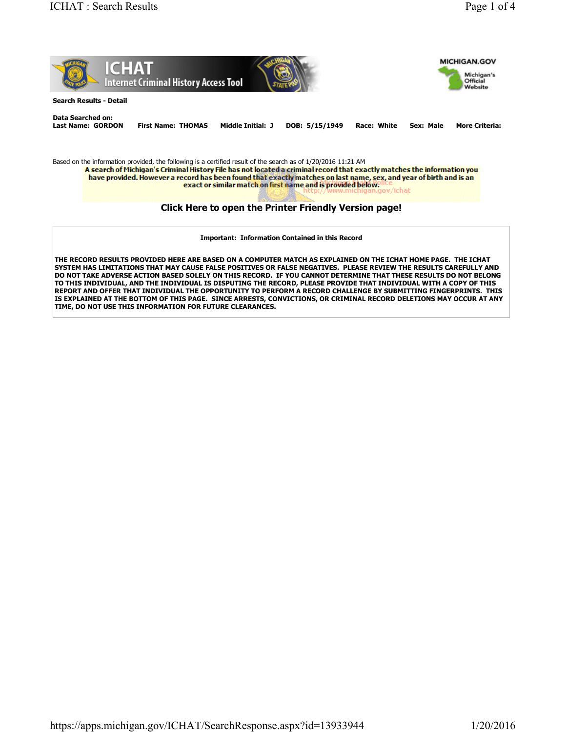# ICHAT
## Internet Criminal History Access Tool

MICHIGAN.GOV
Michigan's Official Website

**Search Results - Detail**

**Data Searched on:**

**Last Name: GORDON** **First Name: THOMAS** **Middle Initial: J** **DOB: 5/15/1949** **Race: White** **Sex: Male** **More Criteria:**

Based on the information provided, the following is a certified result of the search as of 1/20/2016 11:21 AM

**A search of Michigan's Criminal History File has not located a criminal record that exactly matches the information you have provided. However a record has been found that exactly matches on last name, sex, and year of birth and is an exact or similar match on first name and is provided below.**

Michigan State Police
http://www.michigan.gov/ichat

**Click Here to open the Printer Friendly Version page!**

**Important: Information Contained in this Record**

**THE RECORD RESULTS PROVIDED HERE ARE BASED ON A COMPUTER MATCH AS EXPLAINED ON THE ICHAT HOME PAGE. THE ICHAT SYSTEM HAS LIMITATIONS THAT MAY CAUSE FALSE POSITIVES OR FALSE NEGATIVES. PLEASE REVIEW THE RESULTS CAREFULLY AND DO NOT TAKE ADVERSE ACTION BASED SOLELY ON THIS RECORD. IF YOU CANNOT DETERMINE THAT THESE RESULTS DO NOT BELONG TO THIS INDIVIDUAL, AND THE INDIVIDUAL IS DISPUTING THE RECORD, PLEASE PROVIDE THAT INDIVIDUAL WITH A COPY OF THIS REPORT AND OFFER THAT INDIVIDUAL THE OPPORTUNITY TO PERFORM A RECORD CHALLENGE BY SUBMITTING FINGERPRINTS. THIS IS EXPLAINED AT THE BOTTOM OF THIS PAGE. SINCE ARRESTS, CONVICTIONS, OR CRIMINAL RECORD DELETIONS MAY OCCUR AT ANY TIME, DO NOT USE THIS INFORMATION FOR FUTURE CLEARANCES.**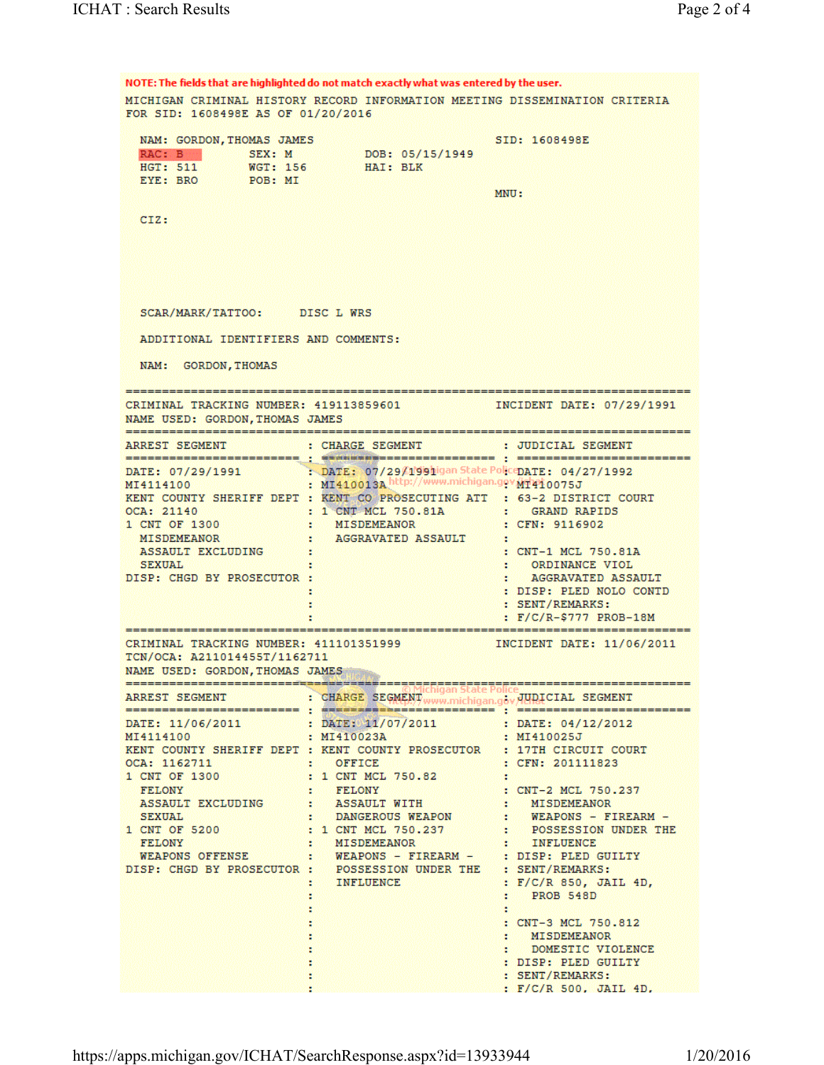NOTE: The fields that are highlighted do not match exactly what was entered by the user.

```
MICHIGAN CRIMINAL HISTORY RECORD INFORMATION MEETING DISSEMINATION CRITERIA
FOR SID: 1608498E AS OF 01/20/2016

  NAM: GORDON,THOMAS JAMES                         SID: 1608498E
  RAC: B         SEX: M          DOB: 05/15/1949
  HGT: 511       WGT: 156        HAI: BLK
  EYE: BRO       POB: MI
                                                   MNU:

  CIZ:




  SCAR/MARK/TATTOO:      DISC L WRS

  ADDITIONAL IDENTIFIERS AND COMMENTS:

  NAM:   GORDON,THOMAS

==============================================================================
CRIMINAL TRACKING NUMBER: 419113859601             INCIDENT DATE: 07/29/1991
NAME USED: GORDON,THOMAS JAMES
==============================================================================
ARREST SEGMENT            : CHARGE SEGMENT             : JUDICIAL SEGMENT
========================= : ========================== : =========================
DATE: 07/29/1991          : DATE: 07/29/1991           : DATE: 04/27/1992
MI4114100                 : MI410013A                  : MI410075J
KENT COUNTY SHERIFF DEPT  : KENT CO PROSECUTING ATT    : 63-2 DISTRICT COURT
OCA: 21140                : 1 CNT MCL 750.81A          :   GRAND RAPIDS
1 CNT OF 1300             :   MISDEMEANOR              : CFN: 9116902
  MISDEMEANOR             :   AGGRAVATED ASSAULT       :
  ASSAULT EXCLUDING       :                            : CNT-1 MCL 750.81A
  SEXUAL                  :                            :   ORDINANCE VIOL
DISP: CHGD BY PROSECUTOR  :                            :   AGGRAVATED ASSAULT
                          :                            : DISP: PLED NOLO CONTD
                          :                            : SENT/REMARKS:
                          :                            : F/C/R-$777 PROB-18M
==============================================================================
CRIMINAL TRACKING NUMBER: 411101351999             INCIDENT DATE: 11/06/2011
TCN/OCA: A211014455T/1162711
NAME USED: GORDON,THOMAS JAMES
==============================================================================
ARREST SEGMENT            : CHARGE SEGMENT             : JUDICIAL SEGMENT
========================= : ========================== : =========================
DATE: 11/06/2011          : DATE: 11/07/2011           : DATE: 04/12/2012
MI4114100                 : MI410023A                  : MI410025J
KENT COUNTY SHERIFF DEPT  : KENT COUNTY PROSECUTOR     : 17TH CIRCUIT COURT
OCA: 1162711              :   OFFICE                   : CFN: 201111823
1 CNT OF 1300             : 1 CNT MCL 750.82           :
  FELONY                  :   FELONY                   : CNT-2 MCL 750.237
  ASSAULT EXCLUDING       :   ASSAULT WITH             :   MISDEMEANOR
  SEXUAL                  :   DANGEROUS WEAPON         :   WEAPONS - FIREARM -
1 CNT OF 5200             : 1 CNT MCL 750.237          :   POSSESSION UNDER THE
  FELONY                  :   MISDEMEANOR              :   INFLUENCE
  WEAPONS OFFENSE         :   WEAPONS - FIREARM -      : DISP: PLED GUILTY
DISP: CHGD BY PROSECUTOR  :   POSSESSION UNDER THE     : SENT/REMARKS:
                          :   INFLUENCE                : F/C/R 850, JAIL 4D,
                          :                            :   PROB 548D
                          :                            :
                          :                            : CNT-3 MCL 750.812
                          :                            :   MISDEMEANOR
                          :                            :   DOMESTIC VIOLENCE
                          :                            : DISP: PLED GUILTY
                          :                            : SENT/REMARKS:
                          :                            : F/C/R 500, JAIL 4D,
```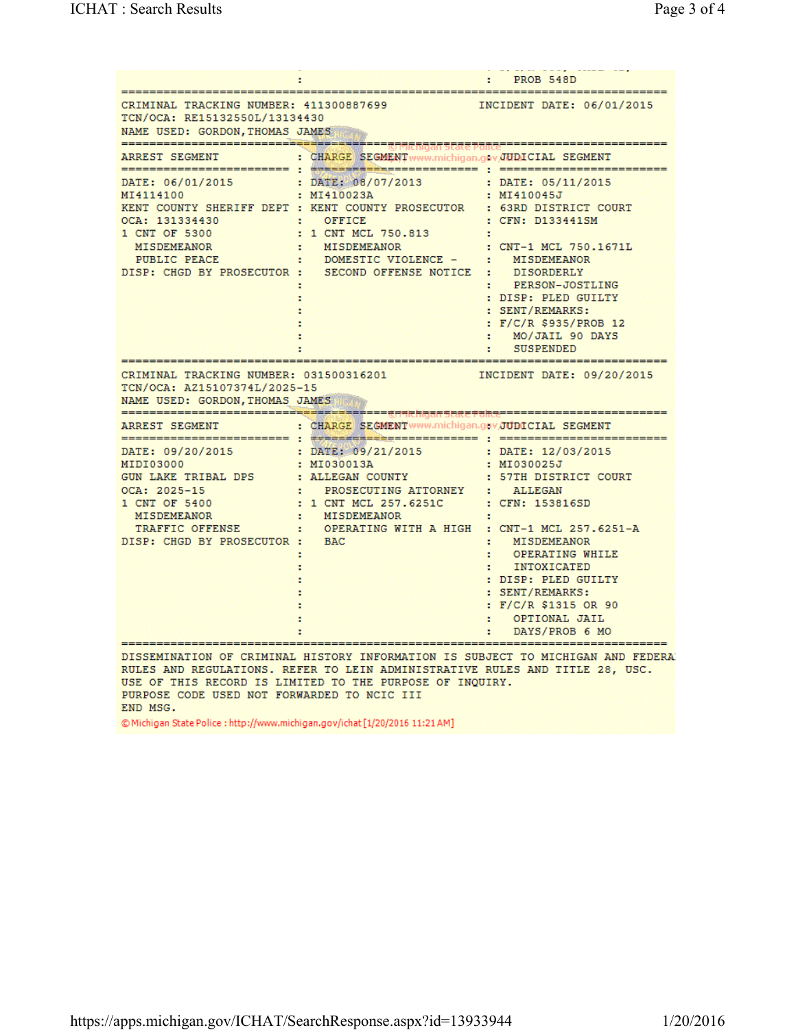```
                                         :                          :   PROB 548D
==============================================================================
CRIMINAL TRACKING NUMBER: 411300887699            INCIDENT DATE: 06/01/2015
TCN/OCA: RE15132550L/13134430
NAME USED: GORDON,THOMAS JAMES
==============================================================================
ARREST SEGMENT            : CHARGE SEGMENT            : JUDICIAL SEGMENT
========================= : ========================= : =========================
DATE: 06/01/2015          : DATE: 08/07/2013          : DATE: 05/11/2015
MI4114100                 : MI410023A                 : MI410045J
KENT COUNTY SHERIFF DEPT  : KENT COUNTY PROSECUTOR    : 63RD DISTRICT COURT
OCA: 131334430            :   OFFICE                  : CFN: D133441SM
1 CNT OF 5300             : 1 CNT MCL 750.813         :
  MISDEMEANOR             :   MISDEMEANOR             : CNT-1 MCL 750.1671L
  PUBLIC PEACE            :   DOMESTIC VIOLENCE -     :   MISDEMEANOR
DISP: CHGD BY PROSECUTOR  :   SECOND OFFENSE NOTICE   :   DISORDERLY
                          :                           :   PERSON-JOSTLING
                          :                           : DISP: PLED GUILTY
                          :                           : SENT/REMARKS:
                          :                           : F/C/R $935/PROB 12
                          :                           :   MO/JAIL 90 DAYS
                          :                           :   SUSPENDED
==============================================================================
CRIMINAL TRACKING NUMBER: 031500316201            INCIDENT DATE: 09/20/2015
TCN/OCA: AZ15107374L/2025-15
NAME USED: GORDON,THOMAS JAMES
==============================================================================
ARREST SEGMENT            : CHARGE SEGMENT            : JUDICIAL SEGMENT
========================= : ========================= : =========================
DATE: 09/20/2015          : DATE: 09/21/2015          : DATE: 12/03/2015
MIDI03000                 : MI030013A                 : MI030025J
GUN LAKE TRIBAL DPS       : ALLEGAN COUNTY            : 57TH DISTRICT COURT
OCA: 2025-15              :   PROSECUTING ATTORNEY    :   ALLEGAN
1 CNT OF 5400             : 1 CNT MCL 257.6251C       : CFN: 153816SD
  MISDEMEANOR             :   MISDEMEANOR             :
  TRAFFIC OFFENSE         :   OPERATING WITH A HIGH   : CNT-1 MCL 257.6251-A
DISP: CHGD BY PROSECUTOR  :   BAC                     :   MISDEMEANOR
                          :                           :   OPERATING WHILE
                          :                           :   INTOXICATED
                          :                           : DISP: PLED GUILTY
                          :                           : SENT/REMARKS:
                          :                           : F/C/R $1315 OR 90
                          :                           :   OPTIONAL JAIL
                          :                           :   DAYS/PROB 6 MO
==============================================================================
DISSEMINATION OF CRIMINAL HISTORY INFORMATION IS SUBJECT TO MICHIGAN AND FEDERAL
RULES AND REGULATIONS. REFER TO LEIN ADMINISTRATIVE RULES AND TITLE 28, USC.
USE OF THIS RECORD IS LIMITED TO THE PURPOSE OF INQUIRY.
PURPOSE CODE USED NOT FORWARDED TO NCIC III
END MSG.
```

© Michigan State Police : http://www.michigan.gov/ichat [1/20/2016 11:21 AM]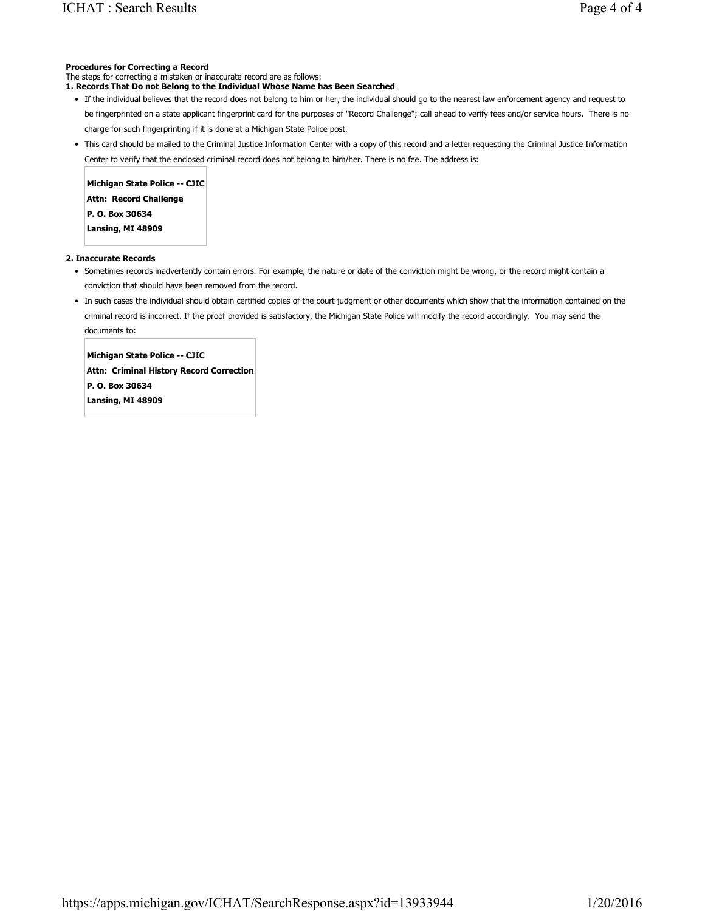**Procedures for Correcting a Record**

The steps for correcting a mistaken or inaccurate record are as follows:

**1. Records That Do not Belong to the Individual Whose Name has Been Searched**

- If the individual believes that the record does not belong to him or her, the individual should go to the nearest law enforcement agency and request to be fingerprinted on a state applicant fingerprint card for the purposes of "Record Challenge"; call ahead to verify fees and/or service hours. There is no charge for such fingerprinting if it is done at a Michigan State Police post.
- This card should be mailed to the Criminal Justice Information Center with a copy of this record and a letter requesting the Criminal Justice Information Center to verify that the enclosed criminal record does not belong to him/her. There is no fee. The address is:

  **Michigan State Police -- CJIC**
  **Attn: Record Challenge**
  **P. O. Box 30634**
  **Lansing, MI 48909**

**2. Inaccurate Records**

- Sometimes records inadvertently contain errors. For example, the nature or date of the conviction might be wrong, or the record might contain a conviction that should have been removed from the record.
- In such cases the individual should obtain certified copies of the court judgment or other documents which show that the information contained on the criminal record is incorrect. If the proof provided is satisfactory, the Michigan State Police will modify the record accordingly. You may send the documents to:

  **Michigan State Police -- CJIC**
  **Attn: Criminal History Record Correction**
  **P. O. Box 30634**
  **Lansing, MI 48909**